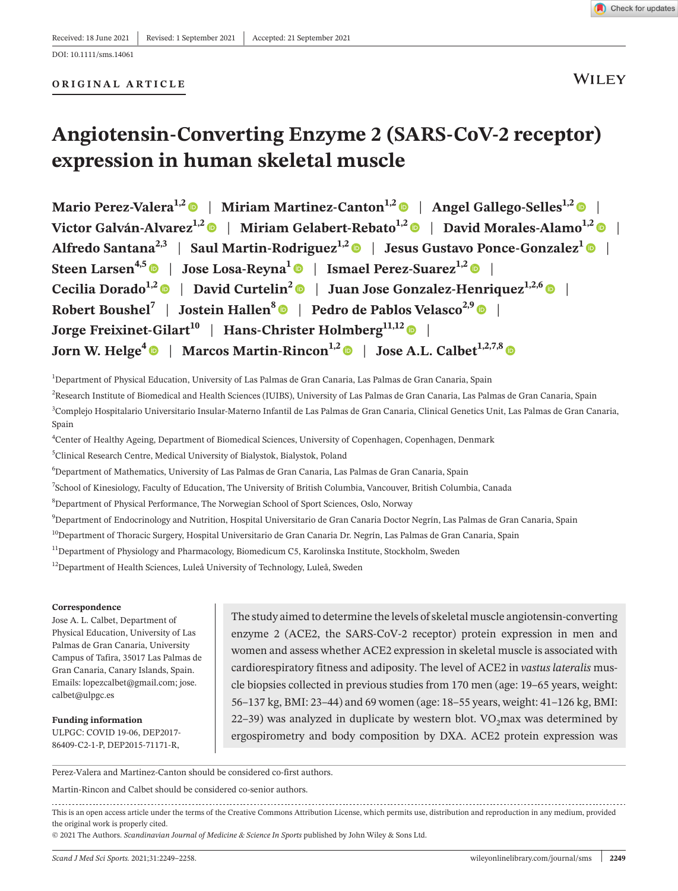Received: 18 June 2021 | Revised: 1 September 2021 | Accepted: 21 September 2021

DOI: 10.1111/sms.14061

ORIGINAL ARTICLE

# Angiotensin-Converting Enzyme 2 (SARS-CoV-2 receptor) expression in human skeletal muscle

**Mario Perez-Valera**[1,2] | **Miriam Martinez-Canton**[1,2] | **Angel Gallego-Selles**[1,2] | **Victor Galván-Alvarez**[1,2] | **Miriam Gelabert-Rebato**[1,2] | **David Morales-Alamo**[1,2] | **Alfredo Santana**[2,3] | **Saul Martin-Rodriguez**[1,2] | **Jesus Gustavo Ponce-Gonzalez**[1] | **Steen Larsen**[4,5] | **Jose Losa-Reyna**[1] | **Ismael Perez-Suarez**[1,2] | **Cecilia Dorado**[1,2] | **David Curtelin**[2] | **Juan Jose Gonzalez-Henriquez**[1,2,6] | **Robert Boushel**[7] | **Jostein Hallen**[8] | **Pedro de Pablos Velasco**[2,9] | **Jorge Freixinet-Gilart**[10] | **Hans-Christer Holmberg**[11,12] | **Jorn W. Helge**[4] | **Marcos Martin-Rincon**[1,2] | **Jose A.L. Calbet**[1,2,7,8]

[1]Department of Physical Education, University of Las Palmas de Gran Canaria, Las Palmas de Gran Canaria, Spain

[2]Research Institute of Biomedical and Health Sciences (IUIBS), University of Las Palmas de Gran Canaria, Las Palmas de Gran Canaria, Spain

[3]Complejo Hospitalario Universitario Insular-Materno Infantil de Las Palmas de Gran Canaria, Clinical Genetics Unit, Las Palmas de Gran Canaria, Spain

[4]Center of Healthy Ageing, Department of Biomedical Sciences, University of Copenhagen, Copenhagen, Denmark

[5]Clinical Research Centre, Medical University of Bialystok, Bialystok, Poland

[6]Department of Mathematics, University of Las Palmas de Gran Canaria, Las Palmas de Gran Canaria, Spain

[7]School of Kinesiology, Faculty of Education, The University of British Columbia, Vancouver, British Columbia, Canada

[8]Department of Physical Performance, The Norwegian School of Sport Sciences, Oslo, Norway

[9]Department of Endocrinology and Nutrition, Hospital Universitario de Gran Canaria Doctor Negrín, Las Palmas de Gran Canaria, Spain

[10]Department of Thoracic Surgery, Hospital Universitario de Gran Canaria Dr. Negrín, Las Palmas de Gran Canaria, Spain

[11]Department of Physiology and Pharmacology, Biomedicum C5, Karolinska Institute, Stockholm, Sweden

[12]Department of Health Sciences, Luleå University of Technology, Luleå, Sweden

**Correspondence**
Jose A. L. Calbet, Department of Physical Education, University of Las Palmas de Gran Canaria, University Campus of Tafira, 35017 Las Palmas de Gran Canaria, Canary Islands, Spain.
Emails: lopezcalbet@gmail.com; jose.calbet@ulpgc.es

**Funding information**
ULPGC: COVID 19-06, DEP2017-86409-C2-1-P, DEP2015-71171-R,

The study aimed to determine the levels of skeletal muscle angiotensin-converting enzyme 2 (ACE2, the SARS-CoV-2 receptor) protein expression in men and women and assess whether ACE2 expression in skeletal muscle is associated with cardiorespiratory fitness and adiposity. The level of ACE2 in *vastus lateralis* muscle biopsies collected in previous studies from 170 men (age: 19–65 years, weight: 56–137 kg, BMI: 23–44) and 69 women (age: 18–55 years, weight: 41–126 kg, BMI: 22–39) was analyzed in duplicate by western blot. $VO_2$max was determined by ergospirometry and body composition by DXA. ACE2 protein expression was

Perez-Valera and Martinez-Canton should be considered co-first authors.

Martin-Rincon and Calbet should be considered co-senior authors.

This is an open access article under the terms of the Creative Commons Attribution License, which permits use, distribution and reproduction in any medium, provided the original work is properly cited.
© 2021 The Authors. *Scandinavian Journal of Medicine & Science In Sports* published by John Wiley & Sons Ltd.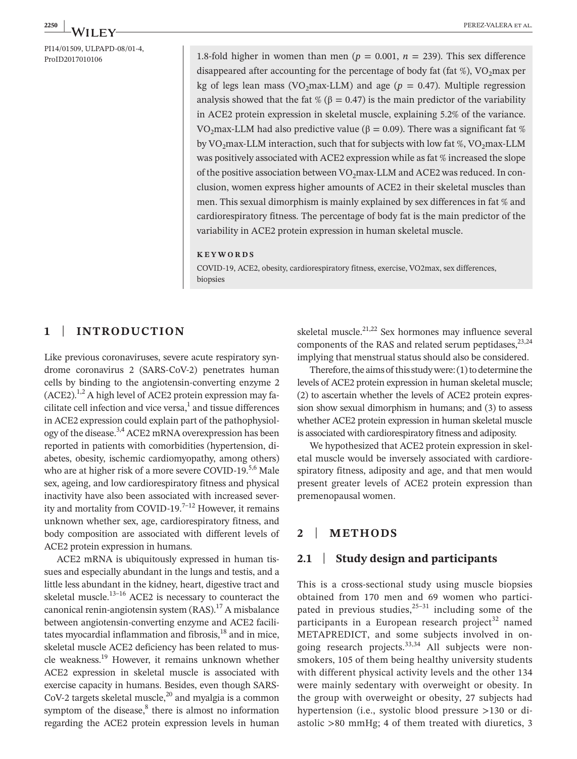PI14/01509, ULPAPD-08/01-4, ProID2017010106

1.8-fold higher in women than men ($p = 0.001$, $n = 239$). This sex difference disappeared after accounting for the percentage of body fat (fat %), $VO_2$max per kg of legs lean mass ($VO_2$max-LLM) and age ($p = 0.47$). Multiple regression analysis showed that the fat % ($\beta = 0.47$) is the main predictor of the variability in ACE2 protein expression in skeletal muscle, explaining 5.2% of the variance. $VO_2$max-LLM had also predictive value ($\beta = 0.09$). There was a significant fat % by $VO_2$max-LLM interaction, such that for subjects with low fat %, $VO_2$max-LLM was positively associated with ACE2 expression while as fat % increased the slope of the positive association between $VO_2$max-LLM and ACE2 was reduced. In conclusion, women express higher amounts of ACE2 in their skeletal muscles than men. This sexual dimorphism is mainly explained by sex differences in fat % and cardiorespiratory fitness. The percentage of body fat is the main predictor of the variability in ACE2 protein expression in human skeletal muscle.

**KEYWORDS**

COVID-19, ACE2, obesity, cardiorespiratory fitness, exercise, VO2max, sex differences, biopsies

## 1 | INTRODUCTION

Like previous coronaviruses, severe acute respiratory syndrome coronavirus 2 (SARS-CoV-2) penetrates human cells by binding to the angiotensin-converting enzyme 2 (ACE2).[1,2] A high level of ACE2 protein expression may facilitate cell infection and vice versa,[1] and tissue differences in ACE2 expression could explain part of the pathophysiology of the disease.[3,4] ACE2 mRNA overexpression has been reported in patients with comorbidities (hypertension, diabetes, obesity, ischemic cardiomyopathy, among others) who are at higher risk of a more severe COVID-19.[5,6] Male sex, ageing, and low cardiorespiratory fitness and physical inactivity have also been associated with increased severity and mortality from COVID-19.[7–12] However, it remains unknown whether sex, age, cardiorespiratory fitness, and body composition are associated with different levels of ACE2 protein expression in humans.

ACE2 mRNA is ubiquitously expressed in human tissues and especially abundant in the lungs and testis, and a little less abundant in the kidney, heart, digestive tract and skeletal muscle.[13–16] ACE2 is necessary to counteract the canonical renin-angiotensin system (RAS).[17] A misbalance between angiotensin-converting enzyme and ACE2 facilitates myocardial inflammation and fibrosis,[18] and in mice, skeletal muscle ACE2 deficiency has been related to muscle weakness.[19] However, it remains unknown whether ACE2 expression in skeletal muscle is associated with exercise capacity in humans. Besides, even though SARS-CoV-2 targets skeletal muscle,[20] and myalgia is a common symptom of the disease,[8] there is almost no information regarding the ACE2 protein expression levels in human skeletal muscle.[21,22] Sex hormones may influence several components of the RAS and related serum peptidases,[23,24] implying that menstrual status should also be considered.

Therefore, the aims of this study were: (1) to determine the levels of ACE2 protein expression in human skeletal muscle; (2) to ascertain whether the levels of ACE2 protein expression show sexual dimorphism in humans; and (3) to assess whether ACE2 protein expression in human skeletal muscle is associated with cardiorespiratory fitness and adiposity.

We hypothesized that ACE2 protein expression in skeletal muscle would be inversely associated with cardiorespiratory fitness, adiposity and age, and that men would present greater levels of ACE2 protein expression than premenopausal women.

## 2 | METHODS

### 2.1 | Study design and participants

This is a cross-sectional study using muscle biopsies obtained from 170 men and 69 women who participated in previous studies,[25–31] including some of the participants in a European research project[32] named METAPREDICT, and some subjects involved in ongoing research projects.[33,34] All subjects were nonsmokers, 105 of them being healthy university students with different physical activity levels and the other 134 were mainly sedentary with overweight or obesity. In the group with overweight or obesity, 27 subjects had hypertension (i.e., systolic blood pressure >130 or diastolic >80 mmHg; 4 of them treated with diuretics, 3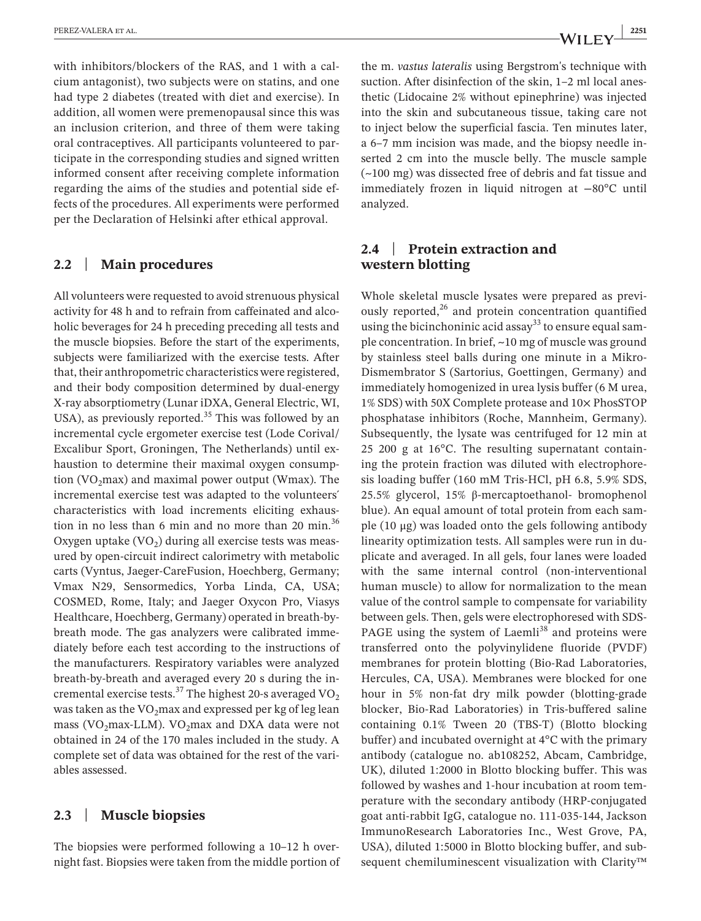with inhibitors/blockers of the RAS, and 1 with a calcium antagonist), two subjects were on statins, and one had type 2 diabetes (treated with diet and exercise). In addition, all women were premenopausal since this was an inclusion criterion, and three of them were taking oral contraceptives. All participants volunteered to participate in the corresponding studies and signed written informed consent after receiving complete information regarding the aims of the studies and potential side effects of the procedures. All experiments were performed per the Declaration of Helsinki after ethical approval.

## 2.2 | Main procedures

All volunteers were requested to avoid strenuous physical activity for 48 h and to refrain from caffeinated and alcoholic beverages for 24 h preceding preceding all tests and the muscle biopsies. Before the start of the experiments, subjects were familiarized with the exercise tests. After that, their anthropometric characteristics were registered, and their body composition determined by dual-energy X-ray absorptiometry (Lunar iDXA, General Electric, WI, USA), as previously reported.[35] This was followed by an incremental cycle ergometer exercise test (Lode Corival/Excalibur Sport, Groningen, The Netherlands) until exhaustion to determine their maximal oxygen consumption ($VO_2$max) and maximal power output (Wmax). The incremental exercise test was adapted to the volunteers´ characteristics with load increments eliciting exhaustion in no less than 6 min and no more than 20 min.[36] Oxygen uptake ($VO_2$) during all exercise tests was measured by open-circuit indirect calorimetry with metabolic carts (Vyntus, Jaeger-CareFusion, Hoechberg, Germany; Vmax N29, Sensormedics, Yorba Linda, CA, USA; COSMED, Rome, Italy; and Jaeger Oxycon Pro, Viasys Healthcare, Hoechberg, Germany) operated in breath-by-breath mode. The gas analyzers were calibrated immediately before each test according to the instructions of the manufacturers. Respiratory variables were analyzed breath-by-breath and averaged every 20 s during the incremental exercise tests.[37] The highest 20-s averaged $VO_2$ was taken as the $VO_2$max and expressed per kg of leg lean mass ($VO_2$max-LLM). $VO_2$max and DXA data were not obtained in 24 of the 170 males included in the study. A complete set of data was obtained for the rest of the variables assessed.

## 2.3 | Muscle biopsies

The biopsies were performed following a 10–12 h overnight fast. Biopsies were taken from the middle portion of the m. *vastus lateralis* using Bergstrom's technique with suction. After disinfection of the skin, 1–2 ml local anesthetic (Lidocaine 2% without epinephrine) was injected into the skin and subcutaneous tissue, taking care not to inject below the superficial fascia. Ten minutes later, a 6–7 mm incision was made, and the biopsy needle inserted 2 cm into the muscle belly. The muscle sample (~100 mg) was dissected free of debris and fat tissue and immediately frozen in liquid nitrogen at −80°C until analyzed.

## 2.4 | Protein extraction and western blotting

Whole skeletal muscle lysates were prepared as previously reported,[26] and protein concentration quantified using the bicinchoninic acid assay[33] to ensure equal sample concentration. In brief, ~10 mg of muscle was ground by stainless steel balls during one minute in a Mikro-Dismembrator S (Sartorius, Goettingen, Germany) and immediately homogenized in urea lysis buffer (6 M urea, 1% SDS) with 50X Complete protease and 10× PhosSTOP phosphatase inhibitors (Roche, Mannheim, Germany). Subsequently, the lysate was centrifuged for 12 min at 25 200 g at 16°C. The resulting supernatant containing the protein fraction was diluted with electrophoresis loading buffer (160 mM Tris-HCl, pH 6.8, 5.9% SDS, 25.5% glycerol, 15% β-mercaptoethanol- bromophenol blue). An equal amount of total protein from each sample (10 μg) was loaded onto the gels following antibody linearity optimization tests. All samples were run in duplicate and averaged. In all gels, four lanes were loaded with the same internal control (non-interventional human muscle) to allow for normalization to the mean value of the control sample to compensate for variability between gels. Then, gels were electrophoresed with SDS-PAGE using the system of Laemli[38] and proteins were transferred onto the polyvinylidene fluoride (PVDF) membranes for protein blotting (Bio-Rad Laboratories, Hercules, CA, USA). Membranes were blocked for one hour in 5% non-fat dry milk powder (blotting-grade blocker, Bio-Rad Laboratories) in Tris-buffered saline containing 0.1% Tween 20 (TBS-T) (Blotto blocking buffer) and incubated overnight at 4°C with the primary antibody (catalogue no. ab108252, Abcam, Cambridge, UK), diluted 1:2000 in Blotto blocking buffer. This was followed by washes and 1-hour incubation at room temperature with the secondary antibody (HRP-conjugated goat anti-rabbit IgG, catalogue no. 111-035-144, Jackson ImmunoResearch Laboratories Inc., West Grove, PA, USA), diluted 1:5000 in Blotto blocking buffer, and subsequent chemiluminescent visualization with Clarity™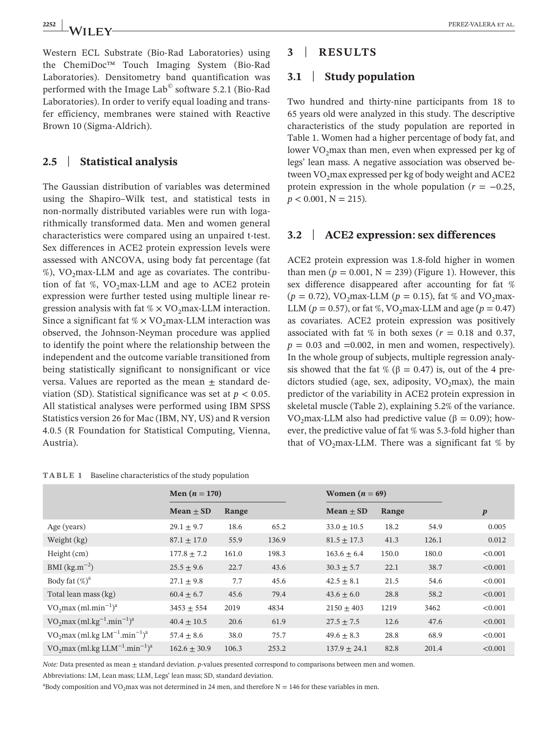Western ECL Substrate (Bio-Rad Laboratories) using the ChemiDoc™ Touch Imaging System (Bio-Rad Laboratories). Densitometry band quantification was performed with the Image Lab© software 5.2.1 (Bio-Rad Laboratories). In order to verify equal loading and transfer efficiency, membranes were stained with Reactive Brown 10 (Sigma-Aldrich).

## 2.5 | Statistical analysis

The Gaussian distribution of variables was determined using the Shapiro–Wilk test, and statistical tests in non-normally distributed variables were run with logarithmically transformed data. Men and women general characteristics were compared using an unpaired t-test. Sex differences in ACE2 protein expression levels were assessed with ANCOVA, using body fat percentage (fat %), $VO_2$max-LLM and age as covariates. The contribution of fat %, $VO_2$max-LLM and age to ACE2 protein expression were further tested using multiple linear regression analysis with fat % × $VO_2$max-LLM interaction. Since a significant fat % × $VO_2$max-LLM interaction was observed, the Johnson-Neyman procedure was applied to identify the point where the relationship between the independent and the outcome variable transitioned from being statistically significant to nonsignificant or vice versa. Values are reported as the mean ± standard deviation (SD). Statistical significance was set at $p < 0.05$. All statistical analyses were performed using IBM SPSS Statistics version 26 for Mac (IBM, NY, US) and R version 4.0.5 (R Foundation for Statistical Computing, Vienna, Austria).

# 3 | RESULTS

## 3.1 | Study population

Two hundred and thirty-nine participants from 18 to 65 years old were analyzed in this study. The descriptive characteristics of the study population are reported in Table 1. Women had a higher percentage of body fat, and lower $VO_2$max than men, even when expressed per kg of legs' lean mass. A negative association was observed between $VO_2$max expressed per kg of body weight and ACE2 protein expression in the whole population ($r = -0.25$, $p < 0.001$, N = 215).

## 3.2 | ACE2 expression: sex differences

ACE2 protein expression was 1.8-fold higher in women than men ($p = 0.001$, N = 239) (Figure 1). However, this sex difference disappeared after accounting for fat % ($p = 0.72$), $VO_2$max-LLM ($p = 0.15$), fat % and $VO_2$max-LLM ($p = 0.57$), or fat %, $VO_2$max-LLM and age ($p = 0.47$) as covariates. ACE2 protein expression was positively associated with fat % in both sexes ($r = 0.18$ and $0.37$, $p = 0.03$ and $=0.002$, in men and women, respectively). In the whole group of subjects, multiple regression analysis showed that the fat % ($\beta = 0.47$) is, out of the 4 predictors studied (age, sex, adiposity, $VO_2$max), the main predictor of the variability in ACE2 protein expression in skeletal muscle (Table 2), explaining 5.2% of the variance. $VO_2$max-LLM also had predictive value ($\beta = 0.09$); however, the predictive value of fat % was 5.3-fold higher than that of $VO_2$max-LLM. There was a significant fat % by

**TABLE 1** Baseline characteristics of the study population

| | Men ($n = 170$) | | | Women ($n = 69$) | | | |
|---|---|---|---|---|---|---|---|
| | Mean ± SD | Range | | Mean ± SD | Range | | $p$ |
| Age (years) | 29.1 ± 9.7 | 18.6 | 65.2 | 33.0 ± 10.5 | 18.2 | 54.9 | 0.005 |
| Weight (kg) | 87.1 ± 17.0 | 55.9 | 136.9 | 81.5 ± 17.3 | 41.3 | 126.1 | 0.012 |
| Height (cm) | 177.8 ± 7.2 | 161.0 | 198.3 | 163.6 ± 6.4 | 150.0 | 180.0 | <0.001 |
| BMI ($kg.m^{-2}$) | 25.5 ± 9.6 | 22.7 | 43.6 | 30.3 ± 5.7 | 22.1 | 38.7 | <0.001 |
| Body fat (%)[a] | 27.1 ± 9.8 | 7.7 | 45.6 | 42.5 ± 8.1 | 21.5 | 54.6 | <0.001 |
| Total lean mass (kg) | 60.4 ± 6.7 | 45.6 | 79.4 | 43.6 ± 6.0 | 28.8 | 58.2 | <0.001 |
| $VO_2$max ($ml.min^{-1}$)[a] | 3453 ± 554 | 2019 | 4834 | 2150 ± 403 | 1219 | 3462 | <0.001 |
| $VO_2$max ($ml.kg^{-1}.min^{-1}$)[a] | 40.4 ± 10.5 | 20.6 | 61.9 | 27.5 ± 7.5 | 12.6 | 47.6 | <0.001 |
| $VO_2$max ($ml.kg\ LM^{-1}.min^{-1}$)[a] | 57.4 ± 8.6 | 38.0 | 75.7 | 49.6 ± 8.3 | 28.8 | 68.9 | <0.001 |
| $VO_2$max ($ml.kg\ LLM^{-1}.min^{-1}$)[a] | 162.6 ± 30.9 | 106.3 | 253.2 | 137.9 ± 24.1 | 82.8 | 201.4 | <0.001 |

*Note:* Data presented as mean ± standard deviation. $p$-values presented correspond to comparisons between men and women.

Abbreviations: LM, Lean mass; LLM, Legs' lean mass; SD, standard deviation.

[a]Body composition and $VO_2$max was not determined in 24 men, and therefore N = 146 for these variables in men.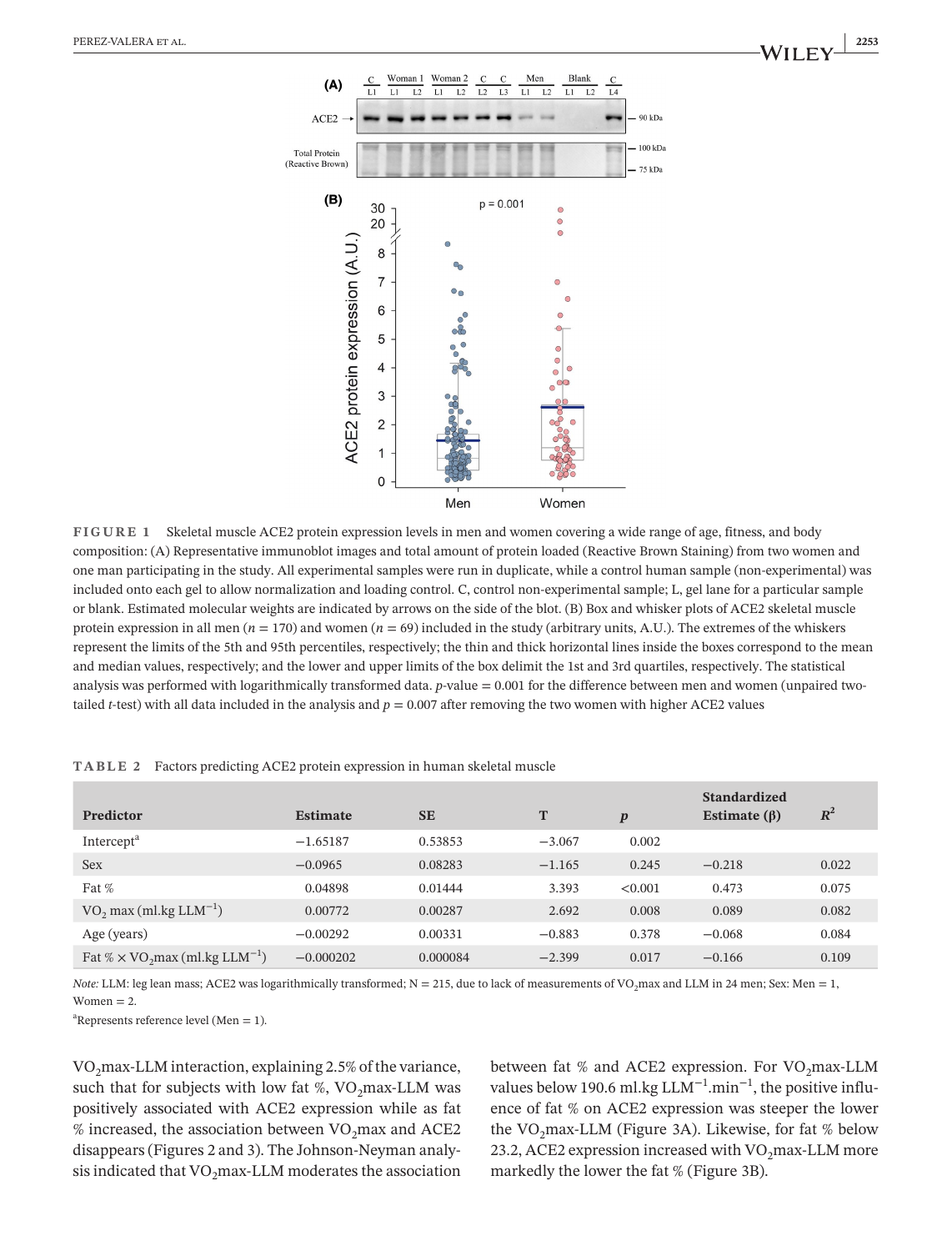**FIGURE 1** Skeletal muscle ACE2 protein expression levels in men and women covering a wide range of age, fitness, and body composition: (A) Representative immunoblot images and total amount of protein loaded (Reactive Brown Staining) from two women and one man participating in the study. All experimental samples were run in duplicate, while a control human sample (non-experimental) was included onto each gel to allow normalization and loading control. C, control non-experimental sample; L, gel lane for a particular sample or blank. Estimated molecular weights are indicated by arrows on the side of the blot. (B) Box and whisker plots of ACE2 skeletal muscle protein expression in all men ($n = 170$) and women ($n = 69$) included in the study (arbitrary units, A.U.). The extremes of the whiskers represent the limits of the 5th and 95th percentiles, respectively; the thin and thick horizontal lines inside the boxes correspond to the mean and median values, respectively; and the lower and upper limits of the box delimit the 1st and 3rd quartiles, respectively. The statistical analysis was performed with logarithmically transformed data. $p$-value = 0.001 for the difference between men and women (unpaired two-tailed $t$-test) with all data included in the analysis and $p = 0.007$ after removing the two women with higher ACE2 values

**TABLE 2** Factors predicting ACE2 protein expression in human skeletal muscle

| Predictor | Estimate | SE | T | $p$ | Standardized Estimate (β) | $R^2$ |
|---|---|---|---|---|---|---|
| Intercept[a] | −1.65187 | 0.53853 | −3.067 | 0.002 | | |
| Sex | −0.0965 | 0.08283 | −1.165 | 0.245 | −0.218 | 0.022 |
| Fat % | 0.04898 | 0.01444 | 3.393 | <0.001 | 0.473 | 0.075 |
| $VO_2$ max (ml.kg $LLM^{-1}$) | 0.00772 | 0.00287 | 2.692 | 0.008 | 0.089 | 0.082 |
| Age (years) | −0.00292 | 0.00331 | −0.883 | 0.378 | −0.068 | 0.084 |
| Fat % × $VO_2$max (ml.kg $LLM^{-1}$) | −0.000202 | 0.000084 | −2.399 | 0.017 | −0.166 | 0.109 |

*Note:* LLM: leg lean mass; ACE2 was logarithmically transformed; N = 215, due to lack of measurements of $VO_2$max and LLM in 24 men; Sex: Men = 1, Women = 2.

[a]Represents reference level (Men = 1).

$VO_2$max-LLM interaction, explaining 2.5% of the variance, such that for subjects with low fat %, $VO_2$max-LLM was positively associated with ACE2 expression while as fat % increased, the association between $VO_2$max and ACE2 disappears (Figures 2 and 3). The Johnson-Neyman analysis indicated that $VO_2$max-LLM moderates the association between fat % and ACE2 expression. For $VO_2$max-LLM values below 190.6 ml.kg $LLM^{-1}$.$min^{-1}$, the positive influence of fat % on ACE2 expression was steeper the lower the $VO_2$max-LLM (Figure 3A). Likewise, for fat % below 23.2, ACE2 expression increased with $VO_2$max-LLM more markedly the lower the fat % (Figure 3B).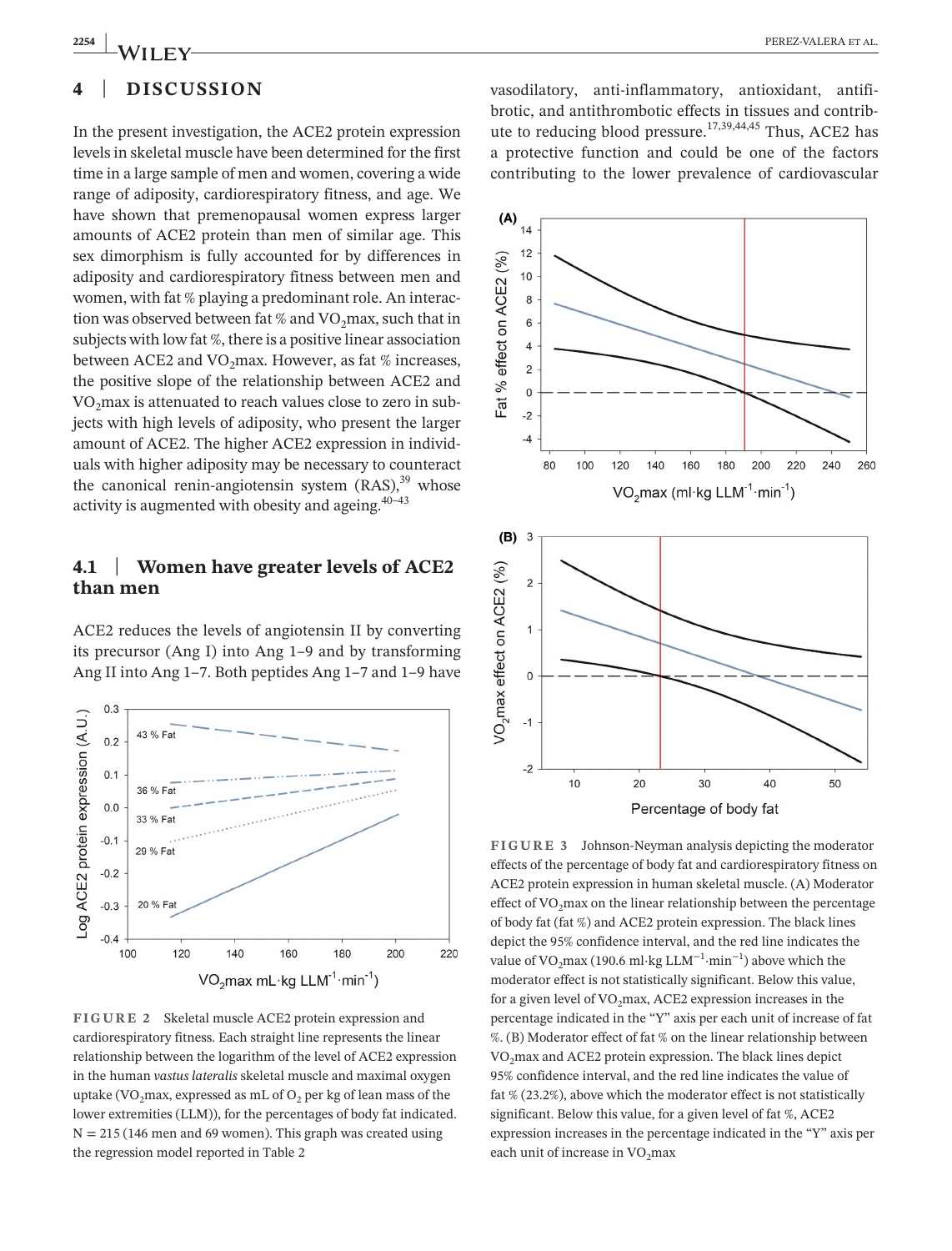## 4 | DISCUSSION

In the present investigation, the ACE2 protein expression levels in skeletal muscle have been determined for the first time in a large sample of men and women, covering a wide range of adiposity, cardiorespiratory fitness, and age. We have shown that premenopausal women express larger amounts of ACE2 protein than men of similar age. This sex dimorphism is fully accounted for by differences in adiposity and cardiorespiratory fitness between men and women, with fat % playing a predominant role. An interaction was observed between fat % and $VO_2max$, such that in subjects with low fat %, there is a positive linear association between ACE2 and $VO_2max$. However, as fat % increases, the positive slope of the relationship between ACE2 and $VO_2max$ is attenuated to reach values close to zero in subjects with high levels of adiposity, who present the larger amount of ACE2. The higher ACE2 expression in individuals with higher adiposity may be necessary to counteract the canonical renin-angiotensin system (RAS),[39] whose activity is augmented with obesity and ageing.[40–43]

### 4.1 | Women have greater levels of ACE2 than men

ACE2 reduces the levels of angiotensin II by converting its precursor (Ang I) into Ang 1–9 and by transforming Ang II into Ang 1–7. Both peptides Ang 1–7 and 1–9 have vasodilatory, anti-inflammatory, antioxidant, antifibrotic, and antithrombotic effects in tissues and contribute to reducing blood pressure.[17,39,44,45] Thus, ACE2 has a protective function and could be one of the factors contributing to the lower prevalence of cardiovascular

**FIGURE 2** Skeletal muscle ACE2 protein expression and cardiorespiratory fitness. Each straight line represents the linear relationship between the logarithm of the level of ACE2 expression in the human *vastus lateralis* skeletal muscle and maximal oxygen uptake ($VO_2max$, expressed as mL of $O_2$ per kg of lean mass of the lower extremities (LLM)), for the percentages of body fat indicated. N = 215 (146 men and 69 women). This graph was created using the regression model reported in Table 2

**FIGURE 3** Johnson-Neyman analysis depicting the moderator effects of the percentage of body fat and cardiorespiratory fitness on ACE2 protein expression in human skeletal muscle. (A) Moderator effect of $VO_2max$ on the linear relationship between the percentage of body fat (fat %) and ACE2 protein expression. The black lines depict the 95% confidence interval, and the red line indicates the value of $VO_2max$ (190.6 ml·kg $LLM^{-1}$·$min^{-1}$) above which the moderator effect is not statistically significant. Below this value, for a given level of $VO_2max$, ACE2 expression increases in the percentage indicated in the "Y" axis per each unit of increase of fat %. (B) Moderator effect of fat % on the linear relationship between $VO_2max$ and ACE2 protein expression. The black lines depict 95% confidence interval, and the red line indicates the value of fat % (23.2%), above which the moderator effect is not statistically significant. Below this value, for a given level of fat %, ACE2 expression increases in the percentage indicated in the "Y" axis per each unit of increase in $VO_2max$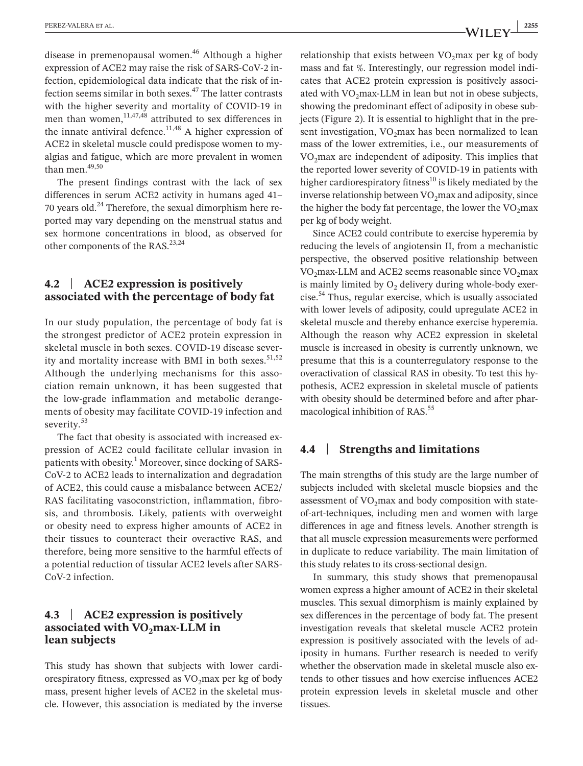disease in premenopausal women.[46] Although a higher expression of ACE2 may raise the risk of SARS-CoV-2 infection, epidemiological data indicate that the risk of infection seems similar in both sexes.[47] The latter contrasts with the higher severity and mortality of COVID-19 in men than women,[11,47,48] attributed to sex differences in the innate antiviral defence.[11,48] A higher expression of ACE2 in skeletal muscle could predispose women to myalgias and fatigue, which are more prevalent in women than men.[49,50]

The present findings contrast with the lack of sex differences in serum ACE2 activity in humans aged 41–70 years old.[24] Therefore, the sexual dimorphism here reported may vary depending on the menstrual status and sex hormone concentrations in blood, as observed for other components of the RAS.[23,24]

### 4.2 | ACE2 expression is positively associated with the percentage of body fat

In our study population, the percentage of body fat is the strongest predictor of ACE2 protein expression in skeletal muscle in both sexes. COVID-19 disease severity and mortality increase with BMI in both sexes.[51,52] Although the underlying mechanisms for this association remain unknown, it has been suggested that the low-grade inflammation and metabolic derangements of obesity may facilitate COVID-19 infection and severity.[53]

The fact that obesity is associated with increased expression of ACE2 could facilitate cellular invasion in patients with obesity.[1] Moreover, since docking of SARS-CoV-2 to ACE2 leads to internalization and degradation of ACE2, this could cause a misbalance between ACE2/RAS facilitating vasoconstriction, inflammation, fibrosis, and thrombosis. Likely, patients with overweight or obesity need to express higher amounts of ACE2 in their tissues to counteract their overactive RAS, and therefore, being more sensitive to the harmful effects of a potential reduction of tissular ACE2 levels after SARS-CoV-2 infection.

### 4.3 | ACE2 expression is positively associated with $VO_2$max-LLM in lean subjects

This study has shown that subjects with lower cardiorespiratory fitness, expressed as $VO_2$max per kg of body mass, present higher levels of ACE2 in the skeletal muscle. However, this association is mediated by the inverse relationship that exists between $VO_2$max per kg of body mass and fat %. Interestingly, our regression model indicates that ACE2 protein expression is positively associated with $VO_2$max-LLM in lean but not in obese subjects, showing the predominant effect of adiposity in obese subjects (Figure 2). It is essential to highlight that in the present investigation, $VO_2$max has been normalized to lean mass of the lower extremities, i.e., our measurements of $VO_2$max are independent of adiposity. This implies that the reported lower severity of COVID-19 in patients with higher cardiorespiratory fitness[10] is likely mediated by the inverse relationship between $VO_2$max and adiposity, since the higher the body fat percentage, the lower the $VO_2$max per kg of body weight.

Since ACE2 could contribute to exercise hyperemia by reducing the levels of angiotensin II, from a mechanistic perspective, the observed positive relationship between $VO_2$max-LLM and ACE2 seems reasonable since $VO_2$max is mainly limited by $O_2$ delivery during whole-body exercise.[54] Thus, regular exercise, which is usually associated with lower levels of adiposity, could upregulate ACE2 in skeletal muscle and thereby enhance exercise hyperemia. Although the reason why ACE2 expression in skeletal muscle is increased in obesity is currently unknown, we presume that this is a counterregulatory response to the overactivation of classical RAS in obesity. To test this hypothesis, ACE2 expression in skeletal muscle of patients with obesity should be determined before and after pharmacological inhibition of RAS.[55]

### 4.4 | Strengths and limitations

The main strengths of this study are the large number of subjects included with skeletal muscle biopsies and the assessment of $VO_2$max and body composition with state-of-art-techniques, including men and women with large differences in age and fitness levels. Another strength is that all muscle expression measurements were performed in duplicate to reduce variability. The main limitation of this study relates to its cross-sectional design.

In summary, this study shows that premenopausal women express a higher amount of ACE2 in their skeletal muscles. This sexual dimorphism is mainly explained by sex differences in the percentage of body fat. The present investigation reveals that skeletal muscle ACE2 protein expression is positively associated with the levels of adiposity in humans. Further research is needed to verify whether the observation made in skeletal muscle also extends to other tissues and how exercise influences ACE2 protein expression levels in skeletal muscle and other tissues.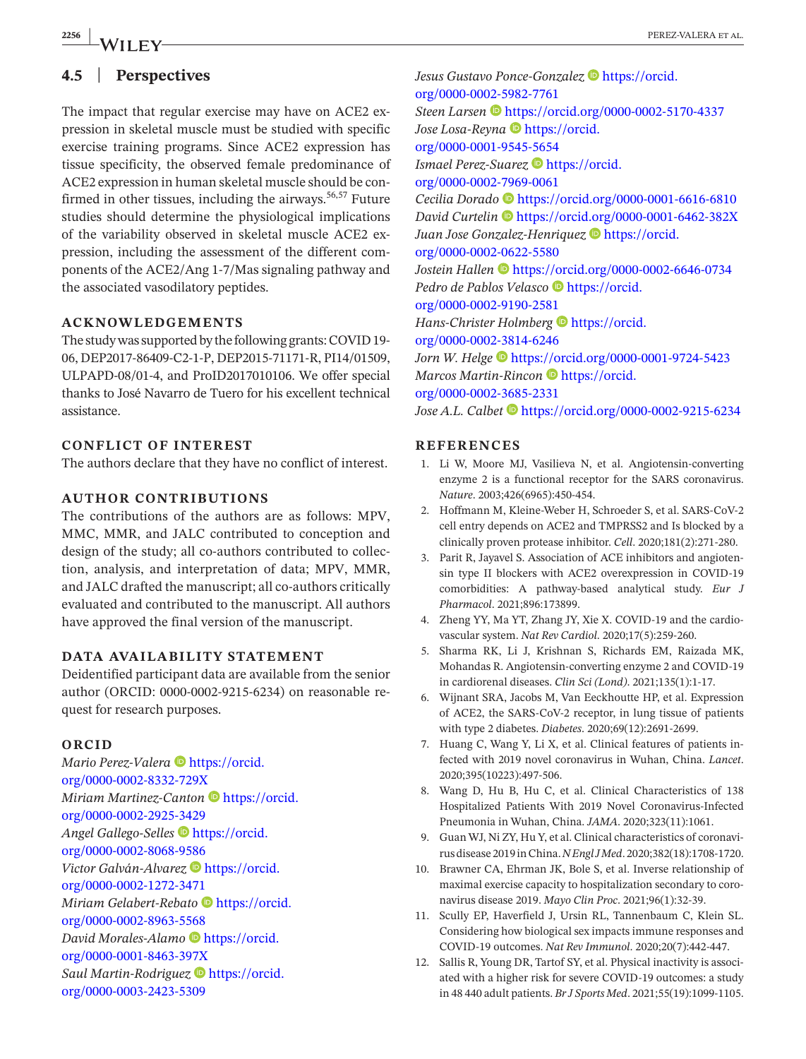### 4.5 | Perspectives

The impact that regular exercise may have on ACE2 expression in skeletal muscle must be studied with specific exercise training programs. Since ACE2 expression has tissue specificity, the observed female predominance of ACE2 expression in human skeletal muscle should be confirmed in other tissues, including the airways.[56,57] Future studies should determine the physiological implications of the variability observed in skeletal muscle ACE2 expression, including the assessment of the different components of the ACE2/Ang 1-7/Mas signaling pathway and the associated vasodilatory peptides.

## ACKNOWLEDGEMENTS

The study was supported by the following grants: COVID 19-06, DEP2017-86409-C2-1-P, DEP2015-71171-R, PI14/01509, ULPAPD-08/01-4, and ProID2017010106. We offer special thanks to José Navarro de Tuero for his excellent technical assistance.

## CONFLICT OF INTEREST

The authors declare that they have no conflict of interest.

## AUTHOR CONTRIBUTIONS

The contributions of the authors are as follows: MPV, MMC, MMR, and JALC contributed to conception and design of the study; all co-authors contributed to collection, analysis, and interpretation of data; MPV, MMR, and JALC drafted the manuscript; all co-authors critically evaluated and contributed to the manuscript. All authors have approved the final version of the manuscript.

## DATA AVAILABILITY STATEMENT

Deidentified participant data are available from the senior author (ORCID: 0000-0002-9215-6234) on reasonable request for research purposes.

## ORCID

*Mario Perez-Valera* https://orcid.org/0000-0002-8332-729X
*Miriam Martinez-Canton* https://orcid.org/0000-0002-2925-3429
*Angel Gallego-Selles* https://orcid.org/0000-0002-8068-9586
*Victor Galván-Alvarez* https://orcid.org/0000-0002-1272-3471
*Miriam Gelabert-Rebato* https://orcid.org/0000-0002-8963-5568
*David Morales-Alamo* https://orcid.org/0000-0001-8463-397X
*Saul Martin-Rodriguez* https://orcid.org/0000-0003-2423-5309
*Jesus Gustavo Ponce-Gonzalez* https://orcid.org/0000-0002-5982-7761
*Steen Larsen* https://orcid.org/0000-0002-5170-4337
*Jose Losa-Reyna* https://orcid.org/0000-0001-9545-5654
*Ismael Perez-Suarez* https://orcid.org/0000-0002-7969-0061
*Cecilia Dorado* https://orcid.org/0000-0001-6616-6810
*David Curtelin* https://orcid.org/0000-0001-6462-382X
*Juan Jose Gonzalez-Henriquez* https://orcid.org/0000-0002-0622-5580
*Jostein Hallen* https://orcid.org/0000-0002-6646-0734
*Pedro de Pablos Velasco* https://orcid.org/0000-0002-9190-2581
*Hans-Christer Holmberg* https://orcid.org/0000-0002-3814-6246
*Jorn W. Helge* https://orcid.org/0000-0001-9724-5423
*Marcos Martin-Rincon* https://orcid.org/0000-0002-3685-2331
*Jose A.L. Calbet* https://orcid.org/0000-0002-9215-6234

## REFERENCES

1. Li W, Moore MJ, Vasilieva N, et al. Angiotensin-converting enzyme 2 is a functional receptor for the SARS coronavirus. *Nature*. 2003;426(6965):450-454.
2. Hoffmann M, Kleine-Weber H, Schroeder S, et al. SARS-CoV-2 cell entry depends on ACE2 and TMPRSS2 and Is blocked by a clinically proven protease inhibitor. *Cell*. 2020;181(2):271-280.
3. Parit R, Jayavel S. Association of ACE inhibitors and angiotensin type II blockers with ACE2 overexpression in COVID-19 comorbidities: A pathway-based analytical study. *Eur J Pharmacol*. 2021;896:173899.
4. Zheng YY, Ma YT, Zhang JY, Xie X. COVID-19 and the cardiovascular system. *Nat Rev Cardiol*. 2020;17(5):259-260.
5. Sharma RK, Li J, Krishnan S, Richards EM, Raizada MK, Mohandas R. Angiotensin-converting enzyme 2 and COVID-19 in cardiorenal diseases. *Clin Sci (Lond)*. 2021;135(1):1-17.
6. Wijnant SRA, Jacobs M, Van Eeckhoutte HP, et al. Expression of ACE2, the SARS-CoV-2 receptor, in lung tissue of patients with type 2 diabetes. *Diabetes*. 2020;69(12):2691-2699.
7. Huang C, Wang Y, Li X, et al. Clinical features of patients infected with 2019 novel coronavirus in Wuhan, China. *Lancet*. 2020;395(10223):497-506.
8. Wang D, Hu B, Hu C, et al. Clinical Characteristics of 138 Hospitalized Patients With 2019 Novel Coronavirus-Infected Pneumonia in Wuhan, China. *JAMA*. 2020;323(11):1061.
9. Guan WJ, Ni ZY, Hu Y, et al. Clinical characteristics of coronavirus disease 2019 in China. *N Engl J Med*. 2020;382(18):1708-1720.
10. Brawner CA, Ehrman JK, Bole S, et al. Inverse relationship of maximal exercise capacity to hospitalization secondary to coronavirus disease 2019. *Mayo Clin Proc*. 2021;96(1):32-39.
11. Scully EP, Haverfield J, Ursin RL, Tannenbaum C, Klein SL. Considering how biological sex impacts immune responses and COVID-19 outcomes. *Nat Rev Immunol*. 2020;20(7):442-447.
12. Sallis R, Young DR, Tartof SY, et al. Physical inactivity is associated with a higher risk for severe COVID-19 outcomes: a study in 48 440 adult patients. *Br J Sports Med*. 2021;55(19):1099-1105.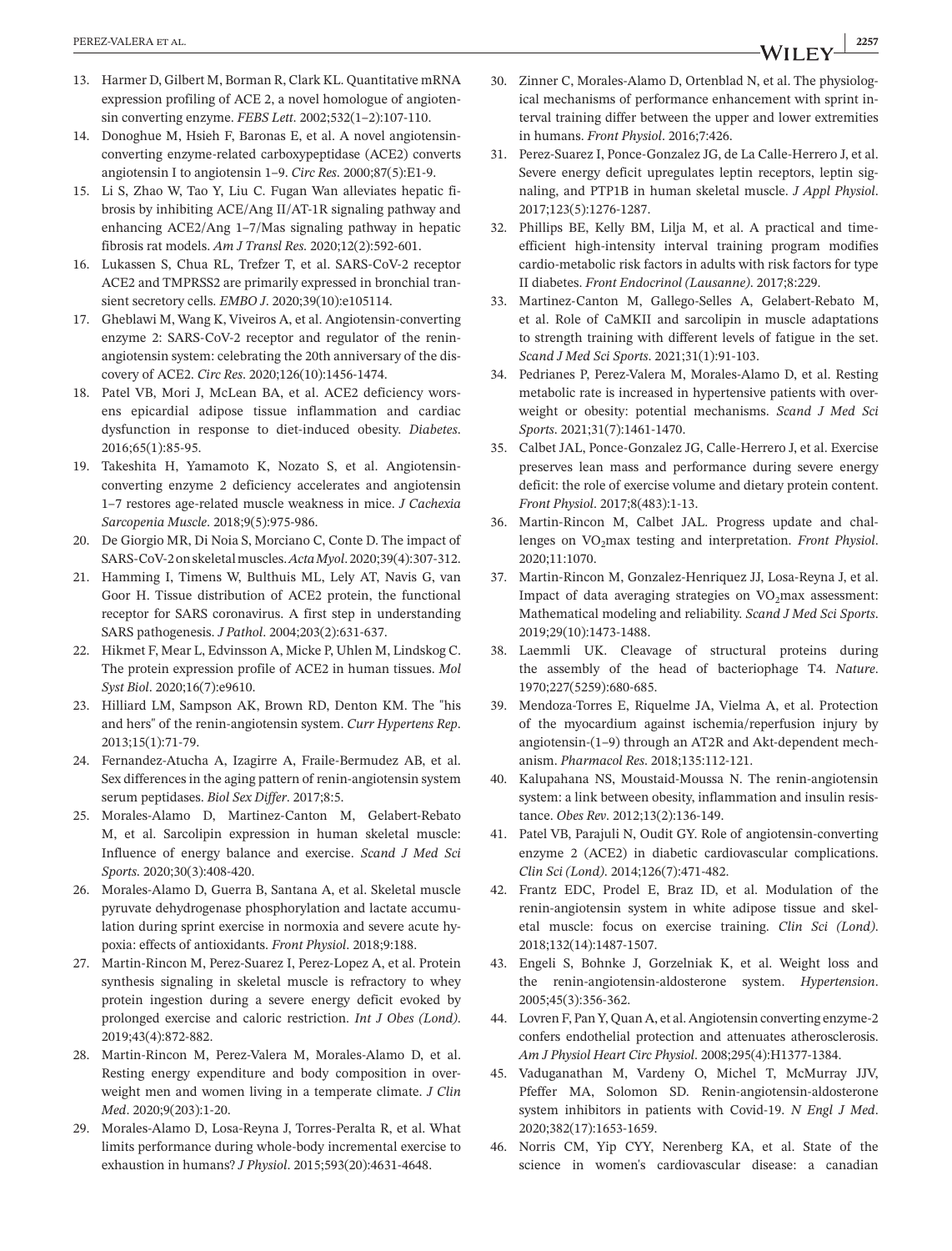13. Harmer D, Gilbert M, Borman R, Clark KL. Quantitative mRNA expression profiling of ACE 2, a novel homologue of angiotensin converting enzyme. *FEBS Lett*. 2002;532(1–2):107-110.
14. Donoghue M, Hsieh F, Baronas E, et al. A novel angiotensin-converting enzyme-related carboxypeptidase (ACE2) converts angiotensin I to angiotensin 1–9. *Circ Res*. 2000;87(5):E1-9.
15. Li S, Zhao W, Tao Y, Liu C. Fugan Wan alleviates hepatic fibrosis by inhibiting ACE/Ang II/AT-1R signaling pathway and enhancing ACE2/Ang 1–7/Mas signaling pathway in hepatic fibrosis rat models. *Am J Transl Res*. 2020;12(2):592-601.
16. Lukassen S, Chua RL, Trefzer T, et al. SARS-CoV-2 receptor ACE2 and TMPRSS2 are primarily expressed in bronchial transient secretory cells. *EMBO J*. 2020;39(10):e105114.
17. Gheblawi M, Wang K, Viveiros A, et al. Angiotensin-converting enzyme 2: SARS-CoV-2 receptor and regulator of the renin-angiotensin system: celebrating the 20th anniversary of the discovery of ACE2. *Circ Res*. 2020;126(10):1456-1474.
18. Patel VB, Mori J, McLean BA, et al. ACE2 deficiency worsens epicardial adipose tissue inflammation and cardiac dysfunction in response to diet-induced obesity. *Diabetes*. 2016;65(1):85-95.
19. Takeshita H, Yamamoto K, Nozato S, et al. Angiotensin-converting enzyme 2 deficiency accelerates and angiotensin 1–7 restores age-related muscle weakness in mice. *J Cachexia Sarcopenia Muscle*. 2018;9(5):975-986.
20. De Giorgio MR, Di Noia S, Morciano C, Conte D. The impact of SARS-CoV-2 on skeletal muscles. *Acta Myol*. 2020;39(4):307-312.
21. Hamming I, Timens W, Bulthuis ML, Lely AT, Navis G, van Goor H. Tissue distribution of ACE2 protein, the functional receptor for SARS coronavirus. A first step in understanding SARS pathogenesis. *J Pathol*. 2004;203(2):631-637.
22. Hikmet F, Mear L, Edvinsson A, Micke P, Uhlen M, Lindskog C. The protein expression profile of ACE2 in human tissues. *Mol Syst Biol*. 2020;16(7):e9610.
23. Hilliard LM, Sampson AK, Brown RD, Denton KM. The "his and hers" of the renin-angiotensin system. *Curr Hypertens Rep*. 2013;15(1):71-79.
24. Fernandez-Atucha A, Izagirre A, Fraile-Bermudez AB, et al. Sex differences in the aging pattern of renin-angiotensin system serum peptidases. *Biol Sex Differ*. 2017;8:5.
25. Morales-Alamo D, Martinez-Canton M, Gelabert-Rebato M, et al. Sarcolipin expression in human skeletal muscle: Influence of energy balance and exercise. *Scand J Med Sci Sports*. 2020;30(3):408-420.
26. Morales-Alamo D, Guerra B, Santana A, et al. Skeletal muscle pyruvate dehydrogenase phosphorylation and lactate accumulation during sprint exercise in normoxia and severe acute hypoxia: effects of antioxidants. *Front Physiol*. 2018;9:188.
27. Martin-Rincon M, Perez-Suarez I, Perez-Lopez A, et al. Protein synthesis signaling in skeletal muscle is refractory to whey protein ingestion during a severe energy deficit evoked by prolonged exercise and caloric restriction. *Int J Obes (Lond)*. 2019;43(4):872-882.
28. Martin-Rincon M, Perez-Valera M, Morales-Alamo D, et al. Resting energy expenditure and body composition in overweight men and women living in a temperate climate. *J Clin Med*. 2020;9(203):1-20.
29. Morales-Alamo D, Losa-Reyna J, Torres-Peralta R, et al. What limits performance during whole-body incremental exercise to exhaustion in humans? *J Physiol*. 2015;593(20):4631-4648.
30. Zinner C, Morales-Alamo D, Ortenblad N, et al. The physiological mechanisms of performance enhancement with sprint interval training differ between the upper and lower extremities in humans. *Front Physiol*. 2016;7:426.
31. Perez-Suarez I, Ponce-Gonzalez JG, de La Calle-Herrero J, et al. Severe energy deficit upregulates leptin receptors, leptin signaling, and PTP1B in human skeletal muscle. *J Appl Physiol*. 2017;123(5):1276-1287.
32. Phillips BE, Kelly BM, Lilja M, et al. A practical and time-efficient high-intensity interval training program modifies cardio-metabolic risk factors in adults with risk factors for type II diabetes. *Front Endocrinol (Lausanne)*. 2017;8:229.
33. Martinez-Canton M, Gallego-Selles A, Gelabert-Rebato M, et al. Role of CaMKII and sarcolipin in muscle adaptations to strength training with different levels of fatigue in the set. *Scand J Med Sci Sports*. 2021;31(1):91-103.
34. Pedrianes P, Perez-Valera M, Morales-Alamo D, et al. Resting metabolic rate is increased in hypertensive patients with overweight or obesity: potential mechanisms. *Scand J Med Sci Sports*. 2021;31(7):1461-1470.
35. Calbet JAL, Ponce-Gonzalez JG, Calle-Herrero J, et al. Exercise preserves lean mass and performance during severe energy deficit: the role of exercise volume and dietary protein content. *Front Physiol*. 2017;8(483):1-13.
36. Martin-Rincon M, Calbet JAL. Progress update and challenges on $VO_2$max testing and interpretation. *Front Physiol*. 2020;11:1070.
37. Martin-Rincon M, Gonzalez-Henriquez JJ, Losa-Reyna J, et al. Impact of data averaging strategies on $VO_2$max assessment: Mathematical modeling and reliability. *Scand J Med Sci Sports*. 2019;29(10):1473-1488.
38. Laemmli UK. Cleavage of structural proteins during the assembly of the head of bacteriophage T4. *Nature*. 1970;227(5259):680-685.
39. Mendoza-Torres E, Riquelme JA, Vielma A, et al. Protection of the myocardium against ischemia/reperfusion injury by angiotensin-(1–9) through an AT2R and Akt-dependent mechanism. *Pharmacol Res*. 2018;135:112-121.
40. Kalupahana NS, Moustaid-Moussa N. The renin-angiotensin system: a link between obesity, inflammation and insulin resistance. *Obes Rev*. 2012;13(2):136-149.
41. Patel VB, Parajuli N, Oudit GY. Role of angiotensin-converting enzyme 2 (ACE2) in diabetic cardiovascular complications. *Clin Sci (Lond)*. 2014;126(7):471-482.
42. Frantz EDC, Prodel E, Braz ID, et al. Modulation of the renin-angiotensin system in white adipose tissue and skeletal muscle: focus on exercise training. *Clin Sci (Lond)*. 2018;132(14):1487-1507.
43. Engeli S, Bohnke J, Gorzelniak K, et al. Weight loss and the renin-angiotensin-aldosterone system. *Hypertension*. 2005;45(3):356-362.
44. Lovren F, Pan Y, Quan A, et al. Angiotensin converting enzyme-2 confers endothelial protection and attenuates atherosclerosis. *Am J Physiol Heart Circ Physiol*. 2008;295(4):H1377-1384.
45. Vaduganathan M, Vardeny O, Michel T, McMurray JJV, Pfeffer MA, Solomon SD. Renin-angiotensin-aldosterone system inhibitors in patients with Covid-19. *N Engl J Med*. 2020;382(17):1653-1659.
46. Norris CM, Yip CYY, Nerenberg KA, et al. State of the science in women's cardiovascular disease: a canadian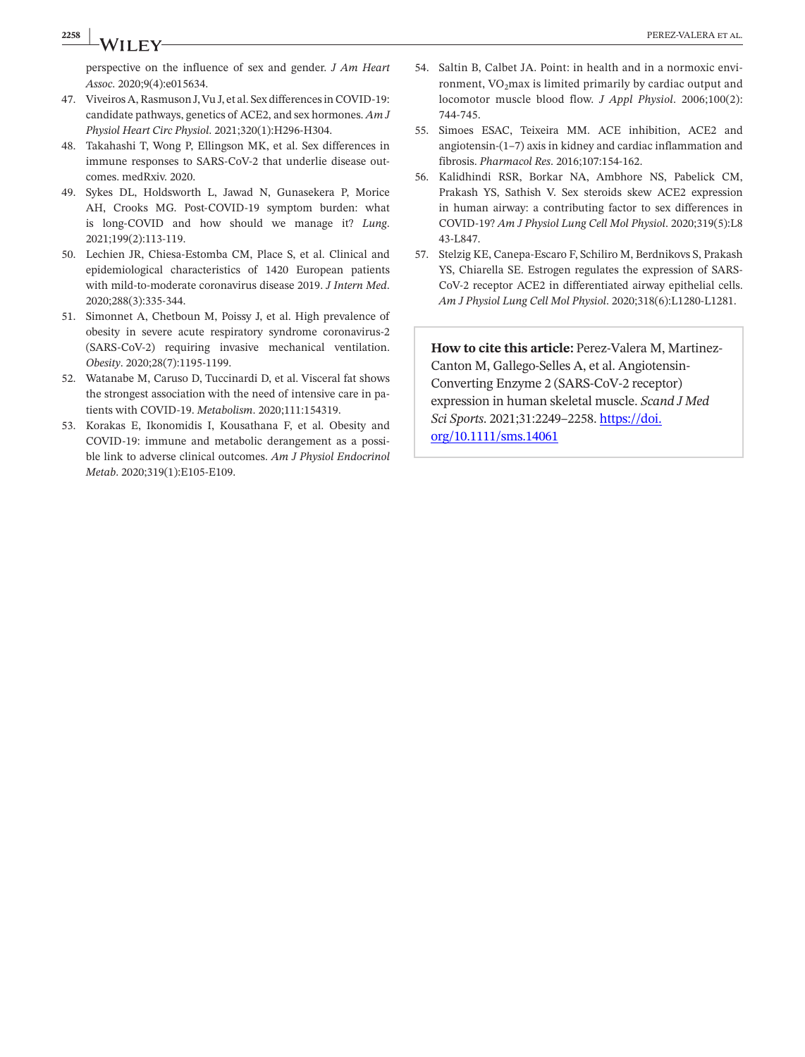perspective on the influence of sex and gender. *J Am Heart Assoc*. 2020;9(4):e015634.

47. Viveiros A, Rasmuson J, Vu J, et al. Sex differences in COVID-19: candidate pathways, genetics of ACE2, and sex hormones. *Am J Physiol Heart Circ Physiol*. 2021;320(1):H296-H304.
48. Takahashi T, Wong P, Ellingson MK, et al. Sex differences in immune responses to SARS-CoV-2 that underlie disease outcomes. medRxiv. 2020.
49. Sykes DL, Holdsworth L, Jawad N, Gunasekera P, Morice AH, Crooks MG. Post-COVID-19 symptom burden: what is long-COVID and how should we manage it? *Lung*. 2021;199(2):113-119.
50. Lechien JR, Chiesa-Estomba CM, Place S, et al. Clinical and epidemiological characteristics of 1420 European patients with mild-to-moderate coronavirus disease 2019. *J Intern Med*. 2020;288(3):335-344.
51. Simonnet A, Chetboun M, Poissy J, et al. High prevalence of obesity in severe acute respiratory syndrome coronavirus-2 (SARS-CoV-2) requiring invasive mechanical ventilation. *Obesity*. 2020;28(7):1195-1199.
52. Watanabe M, Caruso D, Tuccinardi D, et al. Visceral fat shows the strongest association with the need of intensive care in patients with COVID-19. *Metabolism*. 2020;111:154319.
53. Korakas E, Ikonomidis I, Kousathana F, et al. Obesity and COVID-19: immune and metabolic derangement as a possible link to adverse clinical outcomes. *Am J Physiol Endocrinol Metab*. 2020;319(1):E105-E109.
54. Saltin B, Calbet JA. Point: in health and in a normoxic environment, $VO_2$max is limited primarily by cardiac output and locomotor muscle blood flow. *J Appl Physiol*. 2006;100(2):744-745.
55. Simoes ESAC, Teixeira MM. ACE inhibition, ACE2 and angiotensin-(1-7) axis in kidney and cardiac inflammation and fibrosis. *Pharmacol Res*. 2016;107:154-162.
56. Kalidhindi RSR, Borkar NA, Ambhore NS, Pabelick CM, Prakash YS, Sathish V. Sex steroids skew ACE2 expression in human airway: a contributing factor to sex differences in COVID-19? *Am J Physiol Lung Cell Mol Physiol*. 2020;319(5):L843-L847.
57. Stelzig KE, Canepa-Escaro F, Schiliro M, Berdnikovs S, Prakash YS, Chiarella SE. Estrogen regulates the expression of SARS-CoV-2 receptor ACE2 in differentiated airway epithelial cells. *Am J Physiol Lung Cell Mol Physiol*. 2020;318(6):L1280-L1281.

**How to cite this article:** Perez-Valera M, Martinez-Canton M, Gallego-Selles A, et al. Angiotensin-Converting Enzyme 2 (SARS-CoV-2 receptor) expression in human skeletal muscle. *Scand J Med Sci Sports*. 2021;31:2249–2258. https://doi.org/10.1111/sms.14061